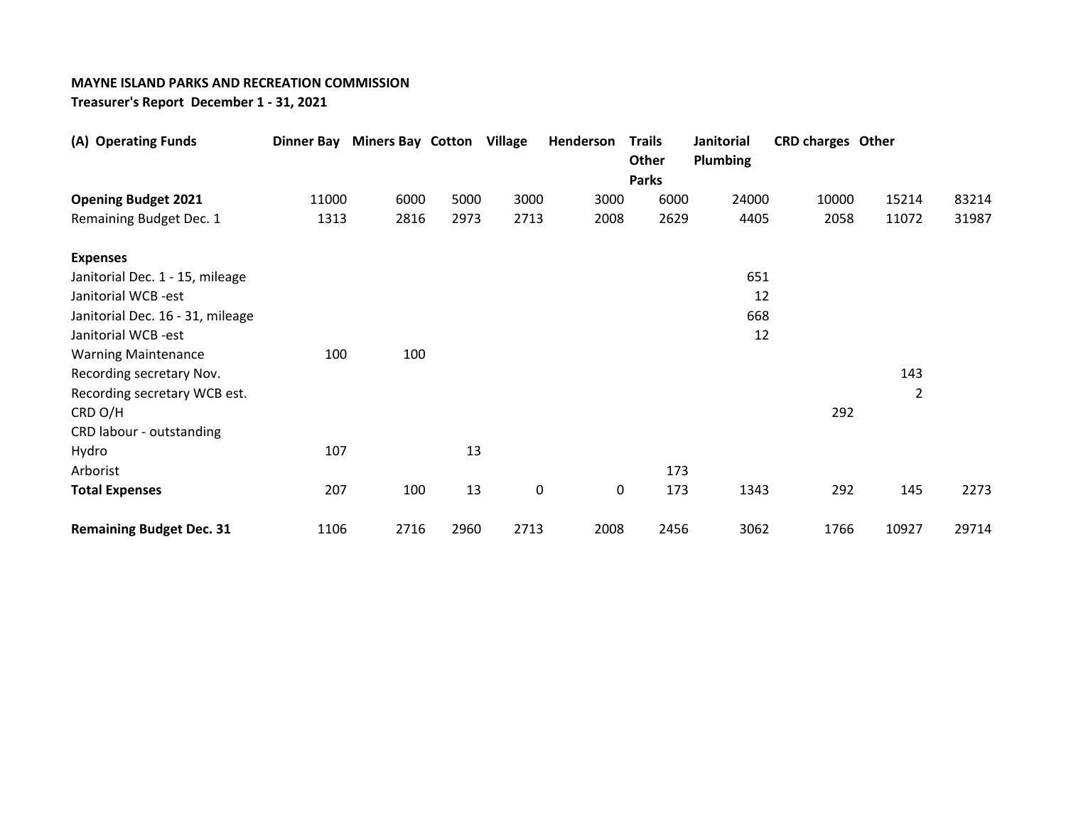**MAYNE ISLAND PARKS AND RECREATION COMMISSION**
**Treasurer's Report December 1 - 31, 2021**

| (A) Operating Funds | Dinner Bay | Miners Bay | Cotton | Village | Henderson | Trails Other Parks | Janitorial Plumbing | CRD charges | Other | |
|---|---|---|---|---|---|---|---|---|---|---|
| **Opening Budget 2021** | 11000 | 6000 | 5000 | 3000 | 3000 | 6000 | 24000 | 10000 | 15214 | 83214 |
| Remaining Budget Dec. 1 | 1313 | 2816 | 2973 | 2713 | 2008 | 2629 | 4405 | 2058 | 11072 | 31987 |
| | | | | | | | | | | |
| **Expenses** | | | | | | | | | | |
| Janitorial Dec. 1 - 15, mileage | | | | | | | 651 | | | |
| Janitorial WCB -est | | | | | | | 12 | | | |
| Janitorial Dec. 16 - 31, mileage | | | | | | | 668 | | | |
| Janitorial WCB -est | | | | | | | 12 | | | |
| Warning Maintenance | 100 | 100 | | | | | | | | |
| Recording secretary Nov. | | | | | | | | | 143 | |
| Recording secretary WCB est. | | | | | | | | | 2 | |
| CRD O/H | | | | | | | | 292 | | |
| CRD labour - outstanding | | | | | | | | | | |
| Hydro | 107 | | 13 | | | | | | | |
| Arborist | | | | | | 173 | | | | |
| **Total Expenses** | 207 | 100 | 13 | 0 | 0 | 173 | 1343 | 292 | 145 | 2273 |
| | | | | | | | | | | |
| **Remaining Budget Dec. 31** | 1106 | 2716 | 2960 | 2713 | 2008 | 2456 | 3062 | 1766 | 10927 | 29714 |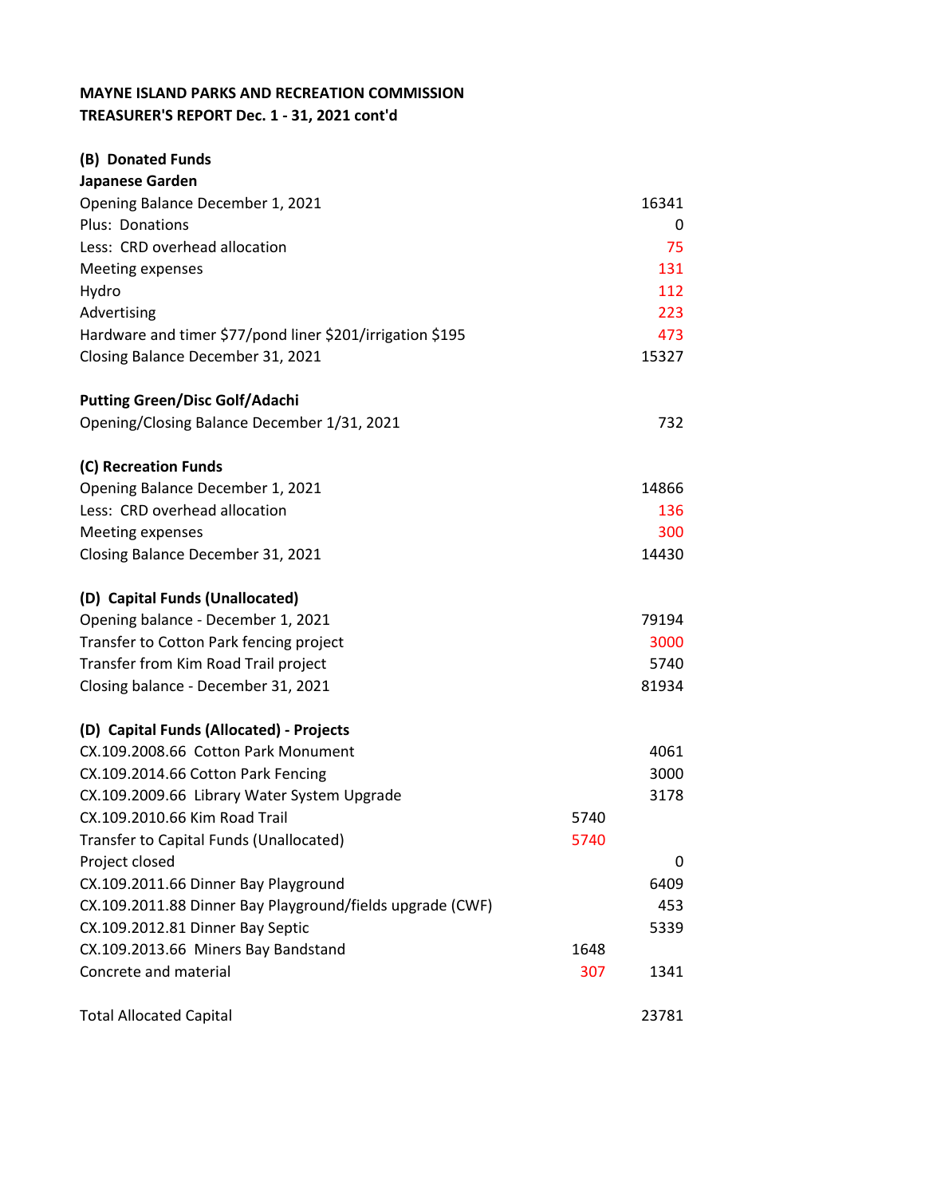**MAYNE ISLAND PARKS AND RECREATION COMMISSION**
**TREASURER'S REPORT Dec. 1 - 31, 2021 cont'd**

| | | |
|---|---|---|
| **(B) Donated Funds** | | |
| **Japanese Garden** | | |
| Opening Balance December 1, 2021 | | 16341 |
| Plus: Donations | | 0 |
| Less: CRD overhead allocation | | 75 |
| Meeting expenses | | 131 |
| Hydro | | 112 |
| Advertising | | 223 |
| Hardware and timer $77/pond liner $201/irrigation $195 | | 473 |
| Closing Balance December 31, 2021 | | 15327 |
| | | |
| **Putting Green/Disc Golf/Adachi** | | |
| Opening/Closing Balance December 1/31, 2021 | | 732 |
| | | |
| **(C) Recreation Funds** | | |
| Opening Balance December 1, 2021 | | 14866 |
| Less: CRD overhead allocation | | 136 |
| Meeting expenses | | 300 |
| Closing Balance December 31, 2021 | | 14430 |
| | | |
| **(D) Capital Funds (Unallocated)** | | |
| Opening balance - December 1, 2021 | | 79194 |
| Transfer to Cotton Park fencing project | | 3000 |
| Transfer from Kim Road Trail project | | 5740 |
| Closing balance - December 31, 2021 | | 81934 |
| | | |
| **(D) Capital Funds (Allocated) - Projects** | | |
| CX.109.2008.66 Cotton Park Monument | | 4061 |
| CX.109.2014.66 Cotton Park Fencing | | 3000 |
| CX.109.2009.66 Library Water System Upgrade | | 3178 |
| CX.109.2010.66 Kim Road Trail | 5740 | |
| Transfer to Capital Funds (Unallocated) | 5740 | |
| Project closed | | 0 |
| CX.109.2011.66 Dinner Bay Playground | | 6409 |
| CX.109.2011.88 Dinner Bay Playground/fields upgrade (CWF) | | 453 |
| CX.109.2012.81 Dinner Bay Septic | | 5339 |
| CX.109.2013.66 Miners Bay Bandstand | 1648 | |
| Concrete and material | 307 | 1341 |
| | | |
| Total Allocated Capital | | 23781 |